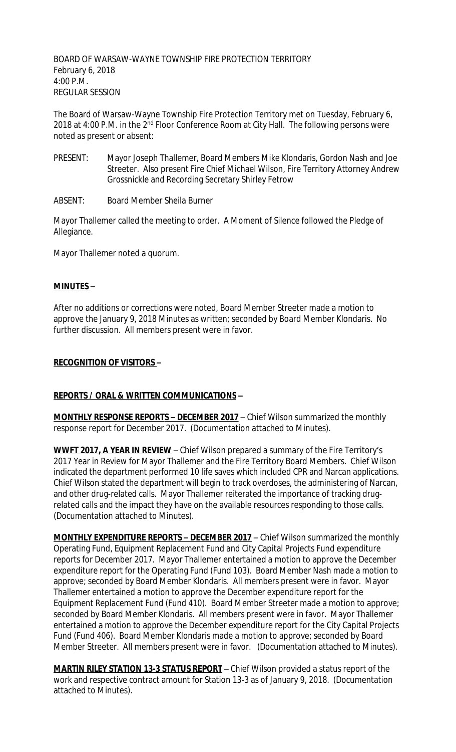BOARD OF WARSAW-WAYNE TOWNSHIP FIRE PROTECTION TERRITORY
February 6, 2018
4:00 P.M.
REGULAR SESSION

The Board of Warsaw-Wayne Township Fire Protection Territory met on Tuesday, February 6, 2018 at 4:00 P.M. in the 2nd Floor Conference Room at City Hall. The following persons were noted as present or absent:

PRESENT: Mayor Joseph Thallemer, Board Members Mike Klondaris, Gordon Nash and Joe Streeter. Also present Fire Chief Michael Wilson, Fire Territory Attorney Andrew Grossnickle and Recording Secretary Shirley Fetrow

ABSENT: Board Member Sheila Burner

Mayor Thallemer called the meeting to order. A Moment of Silence followed the Pledge of Allegiance.

Mayor Thallemer noted a quorum.

**MINUTES –**

After no additions or corrections were noted, Board Member Streeter made a motion to approve the January 9, 2018 Minutes as written; seconded by Board Member Klondaris. No further discussion. All members present were in favor.

**RECOGNITION OF VISITORS –**

**REPORTS / ORAL & WRITTEN COMMUNICATIONS –**

**MONTHLY RESPONSE REPORTS – DECEMBER 2017** – Chief Wilson summarized the monthly response report for December 2017. (Documentation attached to Minutes).

**WWFT 2017, A YEAR IN REVIEW** – Chief Wilson prepared a summary of the Fire Territory's 2017 Year in Review for Mayor Thallemer and the Fire Territory Board Members. Chief Wilson indicated the department performed 10 life saves which included CPR and Narcan applications. Chief Wilson stated the department will begin to track overdoses, the administering of Narcan, and other drug-related calls. Mayor Thallemer reiterated the importance of tracking drug-related calls and the impact they have on the available resources responding to those calls. (Documentation attached to Minutes).

**MONTHLY EXPENDITURE REPORTS – DECEMBER 2017** – Chief Wilson summarized the monthly Operating Fund, Equipment Replacement Fund and City Capital Projects Fund expenditure reports for December 2017. Mayor Thallemer entertained a motion to approve the December expenditure report for the Operating Fund (Fund 103). Board Member Nash made a motion to approve; seconded by Board Member Klondaris. All members present were in favor. Mayor Thallemer entertained a motion to approve the December expenditure report for the Equipment Replacement Fund (Fund 410). Board Member Streeter made a motion to approve; seconded by Board Member Klondaris. All members present were in favor. Mayor Thallemer entertained a motion to approve the December expenditure report for the City Capital Projects Fund (Fund 406). Board Member Klondaris made a motion to approve; seconded by Board Member Streeter. All members present were in favor. (Documentation attached to Minutes).

**MARTIN RILEY STATION 13-3 STATUS REPORT** – Chief Wilson provided a status report of the work and respective contract amount for Station 13-3 as of January 9, 2018. (Documentation attached to Minutes).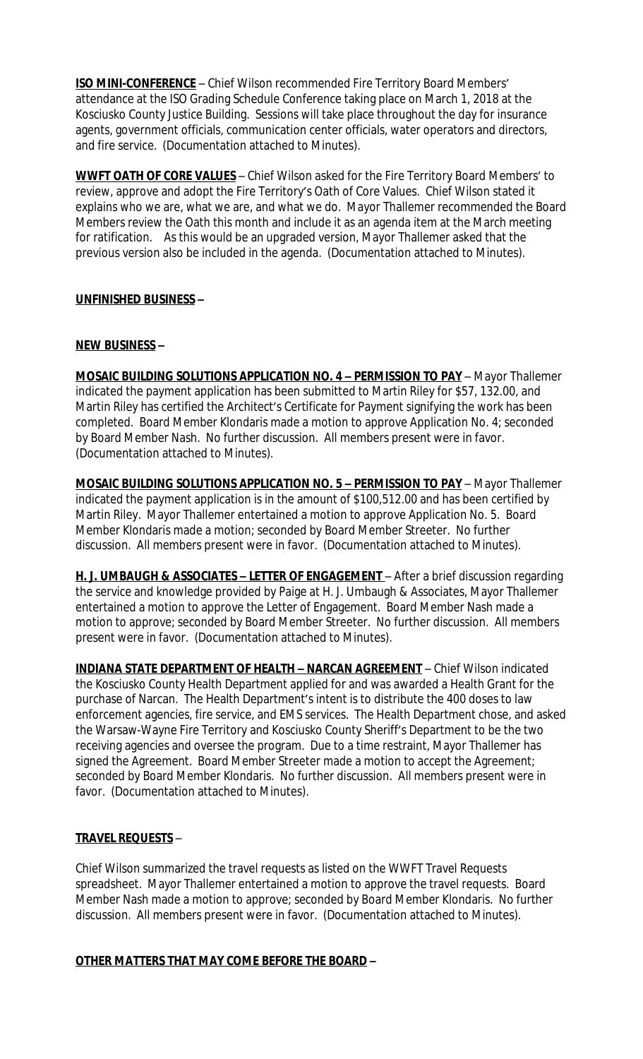**ISO MINI-CONFERENCE** – Chief Wilson recommended Fire Territory Board Members' attendance at the ISO Grading Schedule Conference taking place on March 1, 2018 at the Kosciusko County Justice Building. Sessions will take place throughout the day for insurance agents, government officials, communication center officials, water operators and directors, and fire service. (Documentation attached to Minutes).

**WWFT OATH OF CORE VALUES** – Chief Wilson asked for the Fire Territory Board Members' to review, approve and adopt the Fire Territory's Oath of Core Values. Chief Wilson stated it explains who we are, what we are, and what we do. Mayor Thallemer recommended the Board Members review the Oath this month and include it as an agenda item at the March meeting for ratification. As this would be an upgraded version, Mayor Thallemer asked that the previous version also be included in the agenda. (Documentation attached to Minutes).

**UNFINISHED BUSINESS –**

**NEW BUSINESS –**

**MOSAIC BUILDING SOLUTIONS APPLICATION NO. 4 – PERMISSION TO PAY** – Mayor Thallemer indicated the payment application has been submitted to Martin Riley for $57, 132.00, and Martin Riley has certified the Architect's Certificate for Payment signifying the work has been completed. Board Member Klondaris made a motion to approve Application No. 4; seconded by Board Member Nash. No further discussion. All members present were in favor. (Documentation attached to Minutes).

**MOSAIC BUILDING SOLUTIONS APPLICATION NO. 5 – PERMISSION TO PAY** – Mayor Thallemer indicated the payment application is in the amount of $100,512.00 and has been certified by Martin Riley. Mayor Thallemer entertained a motion to approve Application No. 5. Board Member Klondaris made a motion; seconded by Board Member Streeter. No further discussion. All members present were in favor. (Documentation attached to Minutes).

**H. J. UMBAUGH & ASSOCIATES – LETTER OF ENGAGEMENT** – After a brief discussion regarding the service and knowledge provided by Paige at H. J. Umbaugh & Associates, Mayor Thallemer entertained a motion to approve the Letter of Engagement. Board Member Nash made a motion to approve; seconded by Board Member Streeter. No further discussion. All members present were in favor. (Documentation attached to Minutes).

**INDIANA STATE DEPARTMENT OF HEALTH – NARCAN AGREEMENT** – Chief Wilson indicated the Kosciusko County Health Department applied for and was awarded a Health Grant for the purchase of Narcan. The Health Department's intent is to distribute the 400 doses to law enforcement agencies, fire service, and EMS services. The Health Department chose, and asked the Warsaw-Wayne Fire Territory and Kosciusko County Sheriff's Department to be the two receiving agencies and oversee the program. Due to a time restraint, Mayor Thallemer has signed the Agreement. Board Member Streeter made a motion to accept the Agreement; seconded by Board Member Klondaris. No further discussion. All members present were in favor. (Documentation attached to Minutes).

**TRAVEL REQUESTS** –

Chief Wilson summarized the travel requests as listed on the WWFT Travel Requests spreadsheet. Mayor Thallemer entertained a motion to approve the travel requests. Board Member Nash made a motion to approve; seconded by Board Member Klondaris. No further discussion. All members present were in favor. (Documentation attached to Minutes).

**OTHER MATTERS THAT MAY COME BEFORE THE BOARD –**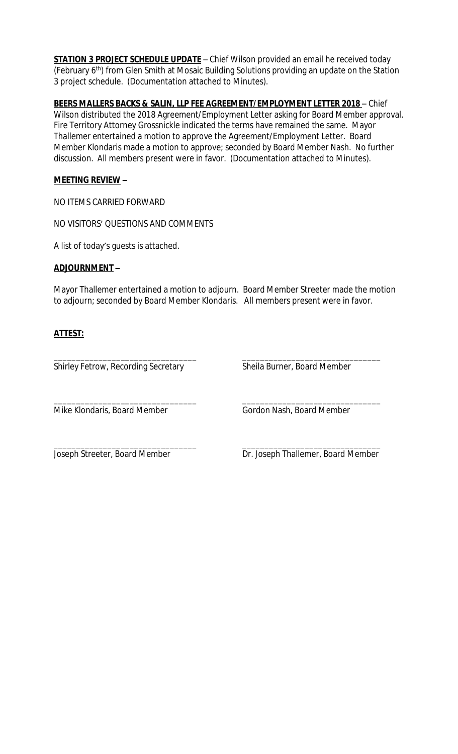**STATION 3 PROJECT SCHEDULE UPDATE** – Chief Wilson provided an email he received today (February 6th) from Glen Smith at Mosaic Building Solutions providing an update on the Station 3 project schedule. (Documentation attached to Minutes).

**BEERS MALLERS BACKS & SALIN, LLP FEE AGREEMENT/EMPLOYMENT LETTER 2018** – Chief Wilson distributed the 2018 Agreement/Employment Letter asking for Board Member approval. Fire Territory Attorney Grossnickle indicated the terms have remained the same. Mayor Thallemer entertained a motion to approve the Agreement/Employment Letter. Board Member Klondaris made a motion to approve; seconded by Board Member Nash. No further discussion. All members present were in favor. (Documentation attached to Minutes).

**MEETING REVIEW** –

NO ITEMS CARRIED FORWARD

NO VISITORS' QUESTIONS AND COMMENTS

A list of today's guests is attached.

**ADJOURNMENT** –

Mayor Thallemer entertained a motion to adjourn. Board Member Streeter made the motion to adjourn; seconded by Board Member Klondaris. All members present were in favor.

**ATTEST:**

| | |
|---|---|
| _______________________________ | _______________________________ |
| Shirley Fetrow, Recording Secretary | Sheila Burner, Board Member |
| _______________________________ | _______________________________ |
| Mike Klondaris, Board Member | Gordon Nash, Board Member |
| _______________________________ | _______________________________ |
| Joseph Streeter, Board Member | Dr. Joseph Thallemer, Board Member |